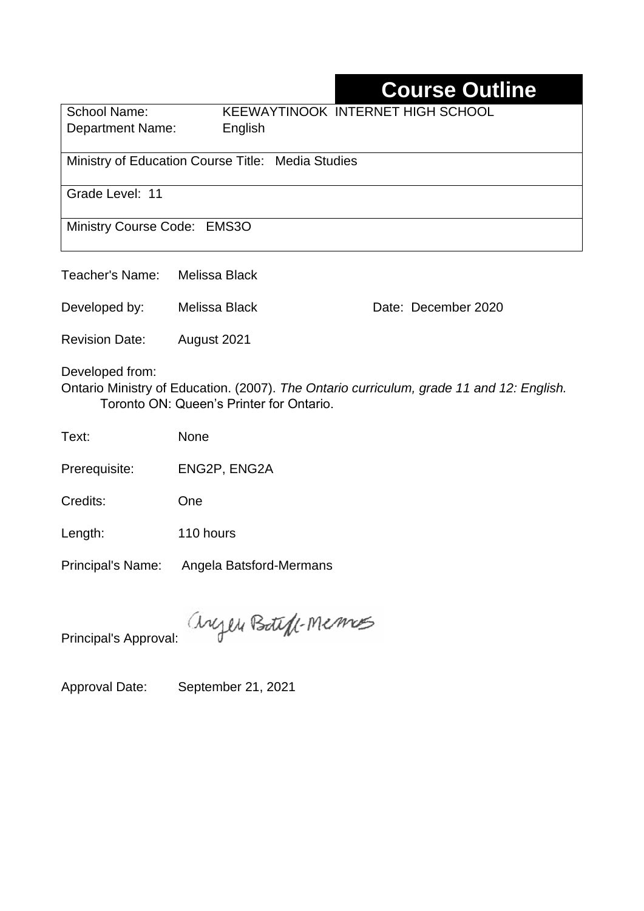# Course Outline

School Name: KEEWAYTINOOK INTERNET HIGH SCHOOL
Department Name: English

Ministry of Education Course Title: Media Studies

Grade Level: 11

Ministry Course Code: EMS3O

Teacher's Name: Melissa Black

Developed by: Melissa Black    Date: December 2020

Revision Date: August 2021

Developed from:
Ontario Ministry of Education. (2007). *The Ontario curriculum, grade 11 and 12: English.* Toronto ON: Queen's Printer for Ontario.

Text: None

Prerequisite: ENG2P, ENG2A

Credits: One

Length: 110 hours

Principal's Name: Angela Batsford-Mermans

Principal's Approval: Angela Batsford-Mermans

Approval Date: September 21, 2021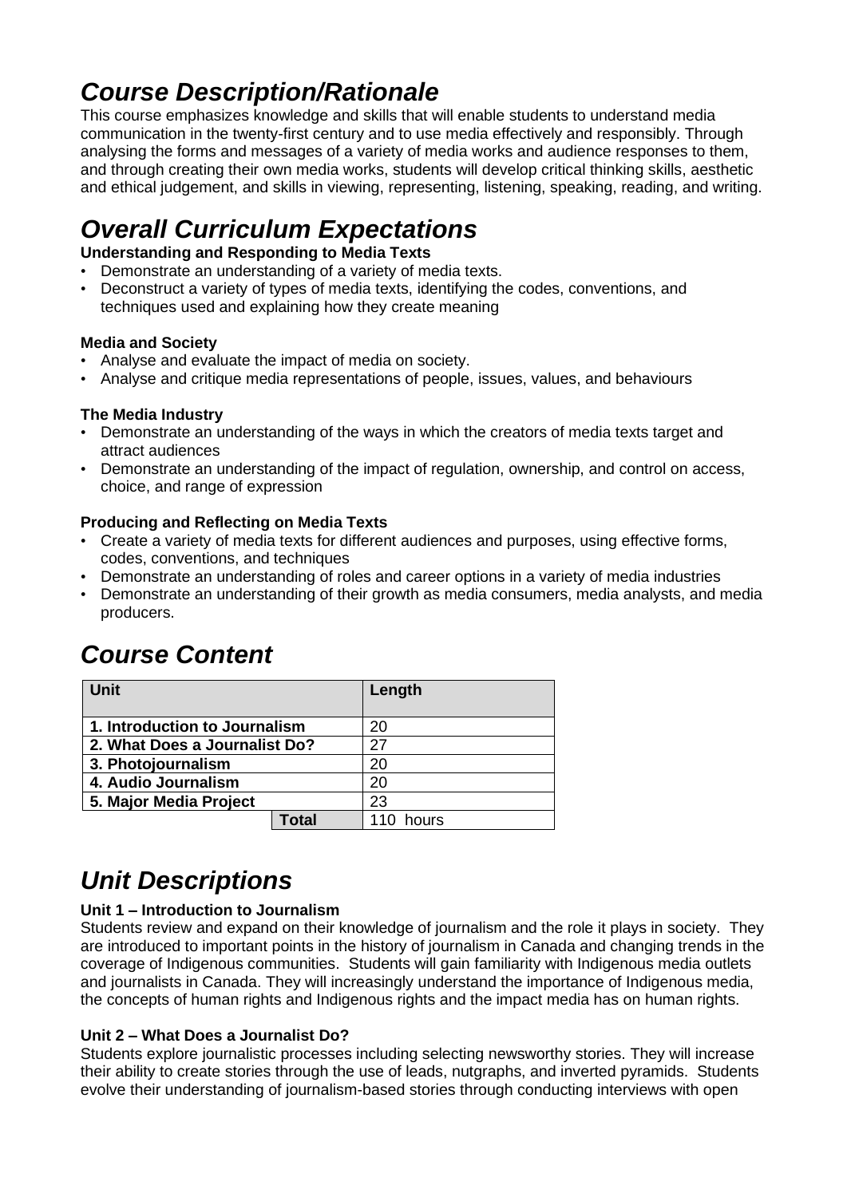## *Course Description/Rationale*

This course emphasizes knowledge and skills that will enable students to understand media communication in the twenty-first century and to use media effectively and responsibly. Through analysing the forms and messages of a variety of media works and audience responses to them, and through creating their own media works, students will develop critical thinking skills, aesthetic and ethical judgement, and skills in viewing, representing, listening, speaking, reading, and writing.

## *Overall Curriculum Expectations*

**Understanding and Responding to Media Texts**

- Demonstrate an understanding of a variety of media texts.
- Deconstruct a variety of types of media texts, identifying the codes, conventions, and techniques used and explaining how they create meaning

**Media and Society**

- Analyse and evaluate the impact of media on society.
- Analyse and critique media representations of people, issues, values, and behaviours

**The Media Industry**

- Demonstrate an understanding of the ways in which the creators of media texts target and attract audiences
- Demonstrate an understanding of the impact of regulation, ownership, and control on access, choice, and range of expression

**Producing and Reflecting on Media Texts**

- Create a variety of media texts for different audiences and purposes, using effective forms, codes, conventions, and techniques
- Demonstrate an understanding of roles and career options in a variety of media industries
- Demonstrate an understanding of their growth as media consumers, media analysts, and media producers.

## *Course Content*

| Unit | | Length |
|---|---|---|
| **1. Introduction to Journalism** | | 20 |
| **2. What Does a Journalist Do?** | | 27 |
| **3. Photojournalism** | | 20 |
| **4. Audio Journalism** | | 20 |
| **5. Major Media Project** | | 23 |
| | **Total** | 110 hours |

## *Unit Descriptions*

**Unit 1 – Introduction to Journalism**

Students review and expand on their knowledge of journalism and the role it plays in society. They are introduced to important points in the history of journalism in Canada and changing trends in the coverage of Indigenous communities. Students will gain familiarity with Indigenous media outlets and journalists in Canada. They will increasingly understand the importance of Indigenous media, the concepts of human rights and Indigenous rights and the impact media has on human rights.

**Unit 2 – What Does a Journalist Do?**

Students explore journalistic processes including selecting newsworthy stories. They will increase their ability to create stories through the use of leads, nutgraphs, and inverted pyramids. Students evolve their understanding of journalism-based stories through conducting interviews with open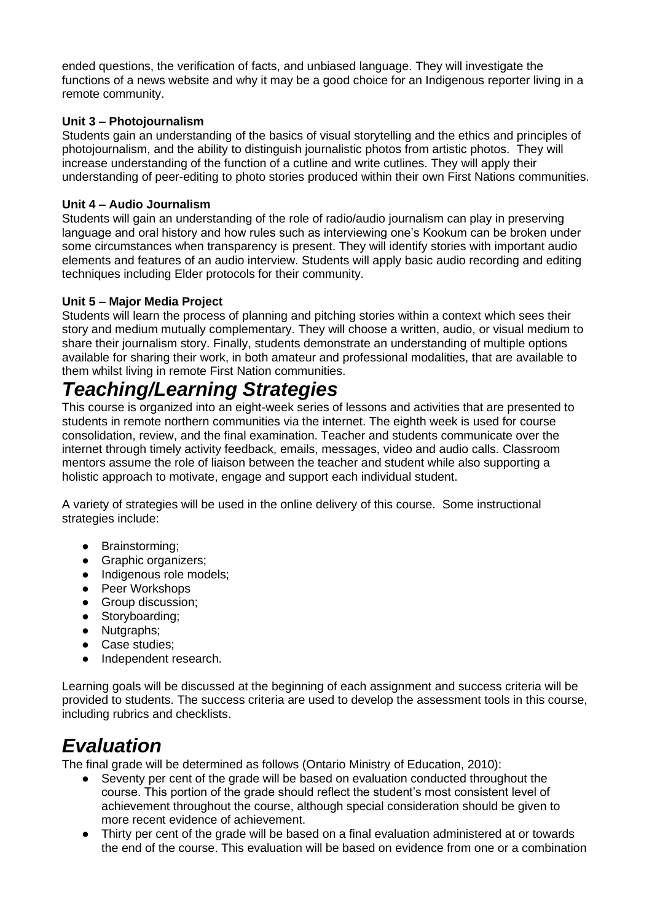ended questions, the verification of facts, and unbiased language. They will investigate the functions of a news website and why it may be a good choice for an Indigenous reporter living in a remote community.

**Unit 3 – Photojournalism**
Students gain an understanding of the basics of visual storytelling and the ethics and principles of photojournalism, and the ability to distinguish journalistic photos from artistic photos. They will increase understanding of the function of a cutline and write cutlines. They will apply their understanding of peer-editing to photo stories produced within their own First Nations communities.

**Unit 4 – Audio Journalism**
Students will gain an understanding of the role of radio/audio journalism can play in preserving language and oral history and how rules such as interviewing one's Kookum can be broken under some circumstances when transparency is present. They will identify stories with important audio elements and features of an audio interview. Students will apply basic audio recording and editing techniques including Elder protocols for their community.

**Unit 5 – Major Media Project**
Students will learn the process of planning and pitching stories within a context which sees their story and medium mutually complementary. They will choose a written, audio, or visual medium to share their journalism story. Finally, students demonstrate an understanding of multiple options available for sharing their work, in both amateur and professional modalities, that are available to them whilst living in remote First Nation communities.

## *Teaching/Learning Strategies*

This course is organized into an eight-week series of lessons and activities that are presented to students in remote northern communities via the internet. The eighth week is used for course consolidation, review, and the final examination. Teacher and students communicate over the internet through timely activity feedback, emails, messages, video and audio calls. Classroom mentors assume the role of liaison between the teacher and student while also supporting a holistic approach to motivate, engage and support each individual student.

A variety of strategies will be used in the online delivery of this course. Some instructional strategies include:

- Brainstorming;
- Graphic organizers;
- Indigenous role models;
- Peer Workshops
- Group discussion;
- Storyboarding;
- Nutgraphs;
- Case studies;
- Independent research.

Learning goals will be discussed at the beginning of each assignment and success criteria will be provided to students. The success criteria are used to develop the assessment tools in this course, including rubrics and checklists.

## *Evaluation*

The final grade will be determined as follows (Ontario Ministry of Education, 2010):

- Seventy per cent of the grade will be based on evaluation conducted throughout the course. This portion of the grade should reflect the student's most consistent level of achievement throughout the course, although special consideration should be given to more recent evidence of achievement.
- Thirty per cent of the grade will be based on a final evaluation administered at or towards the end of the course. This evaluation will be based on evidence from one or a combination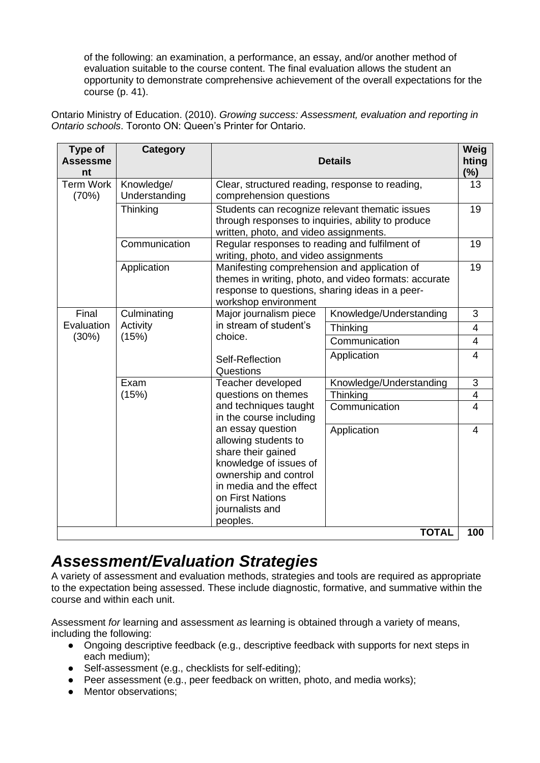of the following: an examination, a performance, an essay, and/or another method of evaluation suitable to the course content. The final evaluation allows the student an opportunity to demonstrate comprehensive achievement of the overall expectations for the course (p. 41).

Ontario Ministry of Education. (2010). *Growing success: Assessment, evaluation and reporting in Ontario schools*. Toronto ON: Queen's Printer for Ontario.

| Type of Assessment | Category | Details | | Weighting (%) |
|---|---|---|---|---|
| Term Work (70%) | Knowledge/ Understanding | Clear, structured reading, response to reading, comprehension questions | | 13 |
| | Thinking | Students can recognize relevant thematic issues through responses to inquiries, ability to produce written, photo, and video assignments. | | 19 |
| | Communication | Regular responses to reading and fulfilment of writing, photo, and video assignments | | 19 |
| | Application | Manifesting comprehension and application of themes in writing, photo, and video formats: accurate response to questions, sharing ideas in a peer-workshop environment | | 19 |
| Final Evaluation (30%) | Culminating Activity (15%) | Major journalism piece in stream of student's choice.<br><br>Self-Reflection Questions | Knowledge/Understanding | 3 |
| | | | Thinking | 4 |
| | | | Communication | 4 |
| | | | Application | 4 |
| | Exam (15%) | Teacher developed questions on themes and techniques taught in the course including an essay question allowing students to share their gained knowledge of issues of ownership and control in media and the effect on First Nations journalists and peoples. | Knowledge/Understanding | 3 |
| | | | Thinking | 4 |
| | | | Communication | 4 |
| | | | Application | 4 |
| | | | **TOTAL** | **100** |

## *Assessment/Evaluation Strategies*

A variety of assessment and evaluation methods, strategies and tools are required as appropriate to the expectation being assessed. These include diagnostic, formative, and summative within the course and within each unit.

Assessment *for* learning and assessment *as* learning is obtained through a variety of means, including the following:

- Ongoing descriptive feedback (e.g., descriptive feedback with supports for next steps in each medium);
- Self-assessment (e.g., checklists for self-editing);
- Peer assessment (e.g., peer feedback on written, photo, and media works);
- Mentor observations;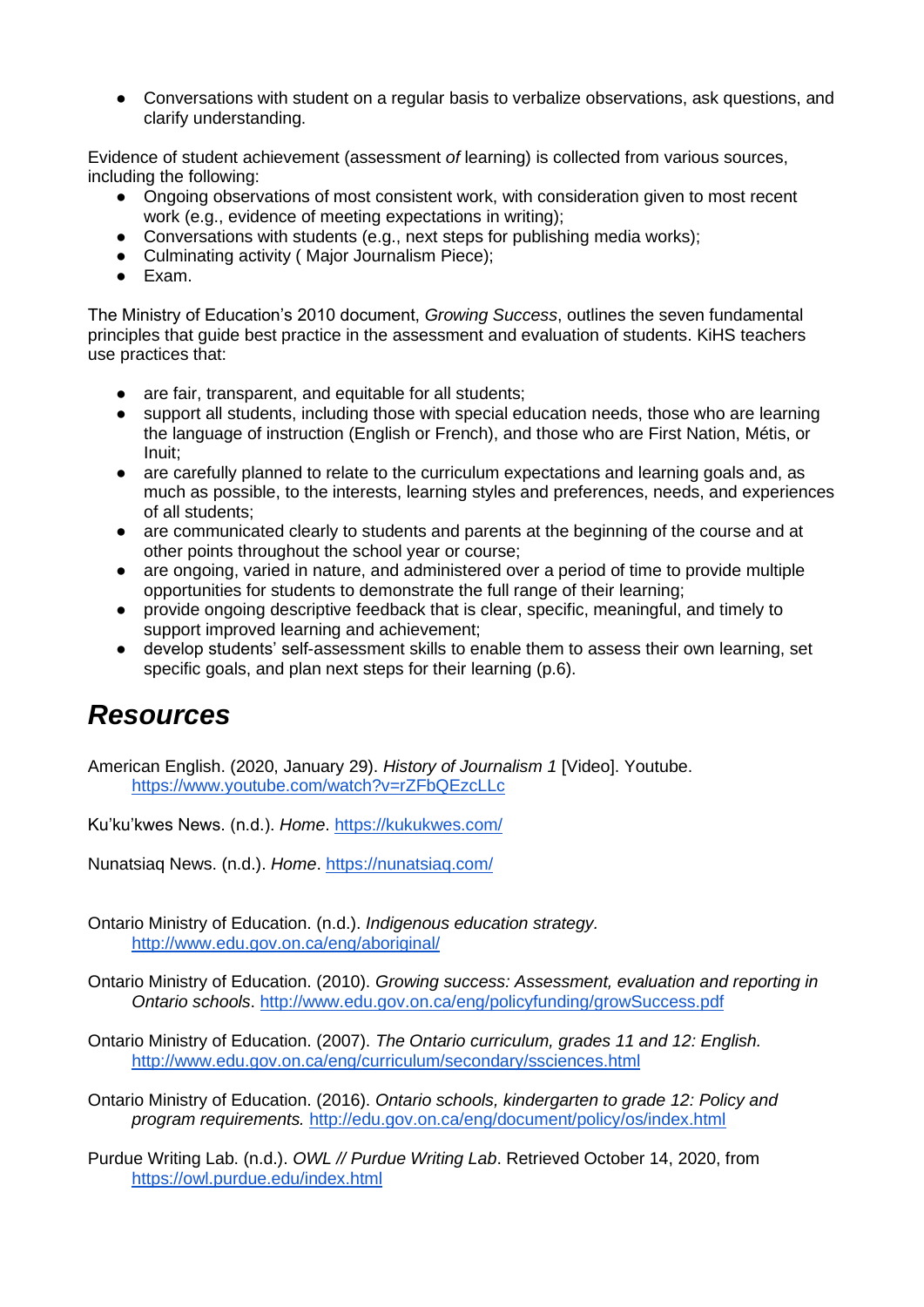- Conversations with student on a regular basis to verbalize observations, ask questions, and clarify understanding.

Evidence of student achievement (assessment *of* learning) is collected from various sources, including the following:

- Ongoing observations of most consistent work, with consideration given to most recent work (e.g., evidence of meeting expectations in writing);
- Conversations with students (e.g., next steps for publishing media works);
- Culminating activity ( Major Journalism Piece);
- Exam.

The Ministry of Education's 2010 document, *Growing Success*, outlines the seven fundamental principles that guide best practice in the assessment and evaluation of students. KiHS teachers use practices that:

- are fair, transparent, and equitable for all students;
- support all students, including those with special education needs, those who are learning the language of instruction (English or French), and those who are First Nation, Métis, or Inuit;
- are carefully planned to relate to the curriculum expectations and learning goals and, as much as possible, to the interests, learning styles and preferences, needs, and experiences of all students;
- are communicated clearly to students and parents at the beginning of the course and at other points throughout the school year or course;
- are ongoing, varied in nature, and administered over a period of time to provide multiple opportunities for students to demonstrate the full range of their learning;
- provide ongoing descriptive feedback that is clear, specific, meaningful, and timely to support improved learning and achievement;
- develop students' self-assessment skills to enable them to assess their own learning, set specific goals, and plan next steps for their learning (p.6).

## *Resources*

American English. (2020, January 29). *History of Journalism 1* [Video]. Youtube. https://www.youtube.com/watch?v=rZFbQEzcLLc

Ku'ku'kwes News. (n.d.). *Home*. https://kukukwes.com/

Nunatsiaq News. (n.d.). *Home*. https://nunatsiaq.com/

Ontario Ministry of Education. (n.d.). *Indigenous education strategy.* http://www.edu.gov.on.ca/eng/aboriginal/

Ontario Ministry of Education. (2010). *Growing success: Assessment, evaluation and reporting in Ontario schools*. http://www.edu.gov.on.ca/eng/policyfunding/growSuccess.pdf

Ontario Ministry of Education. (2007). *The Ontario curriculum, grades 11 and 12: English.* http://www.edu.gov.on.ca/eng/curriculum/secondary/ssciences.html

Ontario Ministry of Education. (2016). *Ontario schools, kindergarten to grade 12: Policy and program requirements.* http://edu.gov.on.ca/eng/document/policy/os/index.html

Purdue Writing Lab. (n.d.). *OWL // Purdue Writing Lab*. Retrieved October 14, 2020, from https://owl.purdue.edu/index.html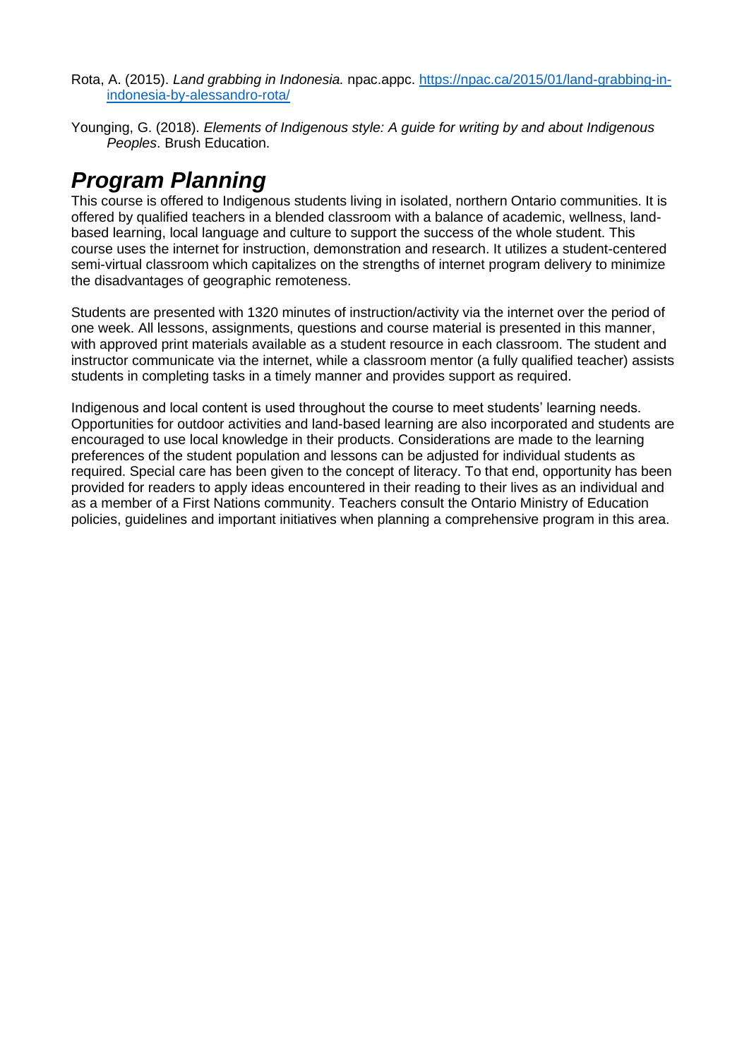Rota, A. (2015). *Land grabbing in Indonesia.* npac.appc. https://npac.ca/2015/01/land-grabbing-in-indonesia-by-alessandro-rota/

Younging, G. (2018). *Elements of Indigenous style: A guide for writing by and about Indigenous Peoples*. Brush Education.

# ***Program Planning***

This course is offered to Indigenous students living in isolated, northern Ontario communities. It is offered by qualified teachers in a blended classroom with a balance of academic, wellness, land-based learning, local language and culture to support the success of the whole student. This course uses the internet for instruction, demonstration and research. It utilizes a student-centered semi-virtual classroom which capitalizes on the strengths of internet program delivery to minimize the disadvantages of geographic remoteness.

Students are presented with 1320 minutes of instruction/activity via the internet over the period of one week. All lessons, assignments, questions and course material is presented in this manner, with approved print materials available as a student resource in each classroom. The student and instructor communicate via the internet, while a classroom mentor (a fully qualified teacher) assists students in completing tasks in a timely manner and provides support as required.

Indigenous and local content is used throughout the course to meet students' learning needs. Opportunities for outdoor activities and land-based learning are also incorporated and students are encouraged to use local knowledge in their products. Considerations are made to the learning preferences of the student population and lessons can be adjusted for individual students as required. Special care has been given to the concept of literacy. To that end, opportunity has been provided for readers to apply ideas encountered in their reading to their lives as an individual and as a member of a First Nations community. Teachers consult the Ontario Ministry of Education policies, guidelines and important initiatives when planning a comprehensive program in this area.